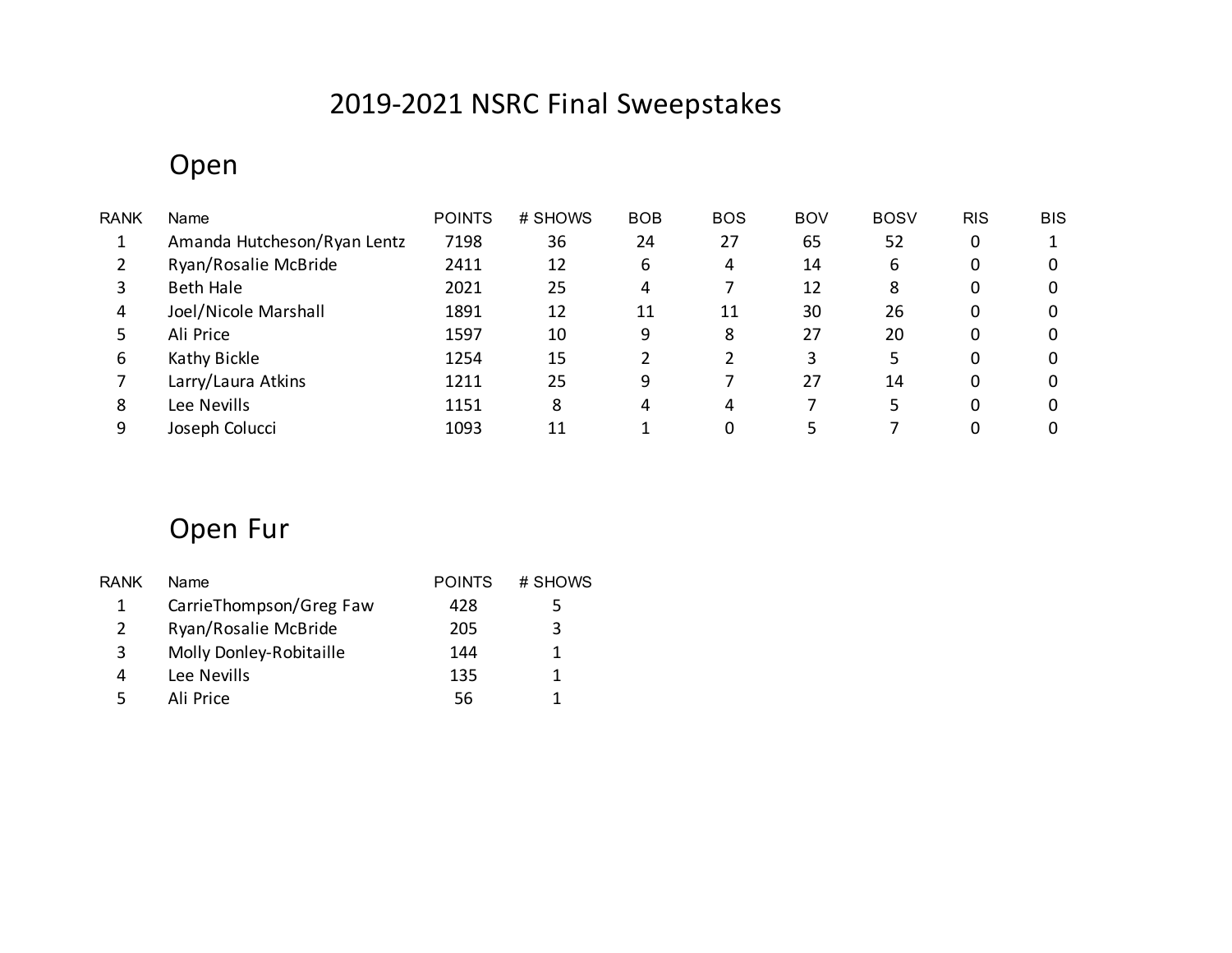# 2019-2021 NSRC Final Sweepstakes

## Open

| RANK | Name | POINTS | # SHOWS | BOB | BOS | BOV | BOSV | RIS | BIS |
|---|---|---|---|---|---|---|---|---|---|
| 1 | Amanda Hutcheson/Ryan Lentz | 7198 | 36 | 24 | 27 | 65 | 52 | 0 | 1 |
| 2 | Ryan/Rosalie McBride | 2411 | 12 | 6 | 4 | 14 | 6 | 0 | 0 |
| 3 | Beth Hale | 2021 | 25 | 4 | 7 | 12 | 8 | 0 | 0 |
| 4 | Joel/Nicole Marshall | 1891 | 12 | 11 | 11 | 30 | 26 | 0 | 0 |
| 5 | Ali Price | 1597 | 10 | 9 | 8 | 27 | 20 | 0 | 0 |
| 6 | Kathy Bickle | 1254 | 15 | 2 | 2 | 3 | 5 | 0 | 0 |
| 7 | Larry/Laura Atkins | 1211 | 25 | 9 | 7 | 27 | 14 | 0 | 0 |
| 8 | Lee Nevills | 1151 | 8 | 4 | 4 | 7 | 5 | 0 | 0 |
| 9 | Joseph Colucci | 1093 | 11 | 1 | 0 | 5 | 7 | 0 | 0 |

## Open Fur

| RANK | Name | POINTS | # SHOWS |
|---|---|---|---|
| 1 | CarrieThompson/Greg Faw | 428 | 5 |
| 2 | Ryan/Rosalie McBride | 205 | 3 |
| 3 | Molly Donley-Robitaille | 144 | 1 |
| 4 | Lee Nevills | 135 | 1 |
| 5 | Ali Price | 56 | 1 |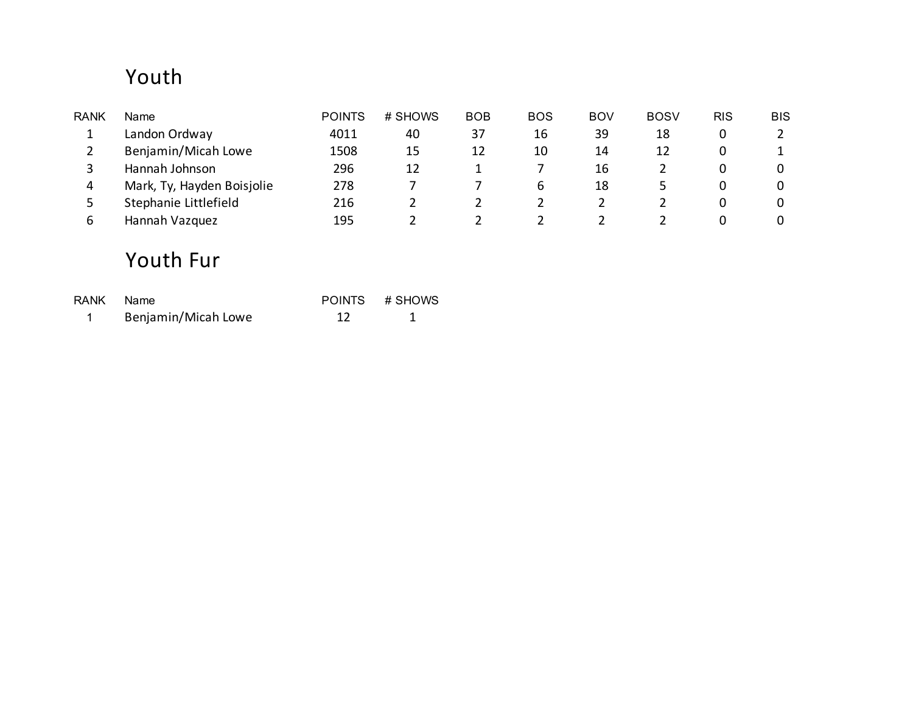# Youth

| RANK | Name | POINTS | # SHOWS | BOB | BOS | BOV | BOSV | RIS | BIS |
|---|---|---|---|---|---|---|---|---|---|
| 1 | Landon Ordway | 4011 | 40 | 37 | 16 | 39 | 18 | 0 | 2 |
| 2 | Benjamin/Micah Lowe | 1508 | 15 | 12 | 10 | 14 | 12 | 0 | 1 |
| 3 | Hannah Johnson | 296 | 12 | 1 | 7 | 16 | 2 | 0 | 0 |
| 4 | Mark, Ty, Hayden Boisjolie | 278 | 7 | 7 | 6 | 18 | 5 | 0 | 0 |
| 5 | Stephanie Littlefield | 216 | 2 | 2 | 2 | 2 | 2 | 0 | 0 |
| 6 | Hannah Vazquez | 195 | 2 | 2 | 2 | 2 | 2 | 0 | 0 |

# Youth Fur

| RANK | Name | POINTS | # SHOWS |
|---|---|---|---|
| 1 | Benjamin/Micah Lowe | 12 | 1 |